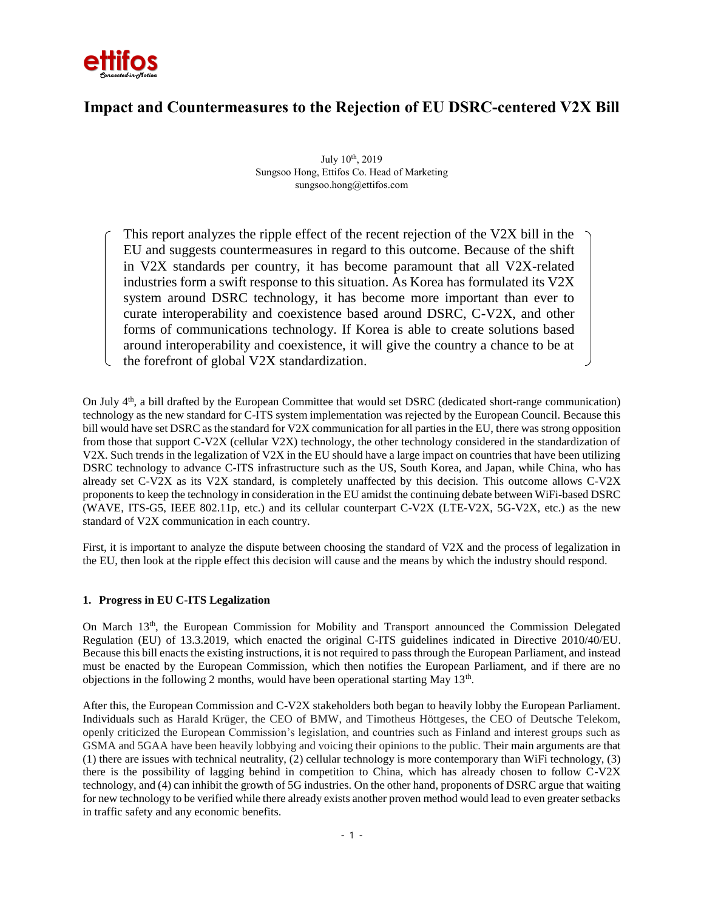# Impact and Countermeasures to the Rejection of EU DSRC-centered V2X Bill

July 10th, 2019
Sungsoo Hong, Ettifos Co. Head of Marketing
sungsoo.hong@ettifos.com

> This report analyzes the ripple effect of the recent rejection of the V2X bill in the EU and suggests countermeasures in regard to this outcome. Because of the shift in V2X standards per country, it has become paramount that all V2X-related industries form a swift response to this situation. As Korea has formulated its V2X system around DSRC technology, it has become more important than ever to curate interoperability and coexistence based around DSRC, C-V2X, and other forms of communications technology. If Korea is able to create solutions based around interoperability and coexistence, it will give the country a chance to be at the forefront of global V2X standardization.

On July 4th, a bill drafted by the European Committee that would set DSRC (dedicated short-range communication) technology as the new standard for C-ITS system implementation was rejected by the European Council. Because this bill would have set DSRC as the standard for V2X communication for all parties in the EU, there was strong opposition from those that support C-V2X (cellular V2X) technology, the other technology considered in the standardization of V2X. Such trends in the legalization of V2X in the EU should have a large impact on countries that have been utilizing DSRC technology to advance C-ITS infrastructure such as the US, South Korea, and Japan, while China, who has already set C-V2X as its V2X standard, is completely unaffected by this decision. This outcome allows C-V2X proponents to keep the technology in consideration in the EU amidst the continuing debate between WiFi-based DSRC (WAVE, ITS-G5, IEEE 802.11p, etc.) and its cellular counterpart C-V2X (LTE-V2X, 5G-V2X, etc.) as the new standard of V2X communication in each country.

First, it is important to analyze the dispute between choosing the standard of V2X and the process of legalization in the EU, then look at the ripple effect this decision will cause and the means by which the industry should respond.

## 1. Progress in EU C-ITS Legalization

On March 13th, the European Commission for Mobility and Transport announced the Commission Delegated Regulation (EU) of 13.3.2019, which enacted the original C-ITS guidelines indicated in Directive 2010/40/EU. Because this bill enacts the existing instructions, it is not required to pass through the European Parliament, and instead must be enacted by the European Commission, which then notifies the European Parliament, and if there are no objections in the following 2 months, would have been operational starting May 13th.

After this, the European Commission and C-V2X stakeholders both began to heavily lobby the European Parliament. Individuals such as Harald Krüger, the CEO of BMW, and Timotheus Höttgeses, the CEO of Deutsche Telekom, openly criticized the European Commission's legislation, and countries such as Finland and interest groups such as GSMA and 5GAA have been heavily lobbying and voicing their opinions to the public. Their main arguments are that (1) there are issues with technical neutrality, (2) cellular technology is more contemporary than WiFi technology, (3) there is the possibility of lagging behind in competition to China, which has already chosen to follow C-V2X technology, and (4) can inhibit the growth of 5G industries. On the other hand, proponents of DSRC argue that waiting for new technology to be verified while there already exists another proven method would lead to even greater setbacks in traffic safety and any economic benefits.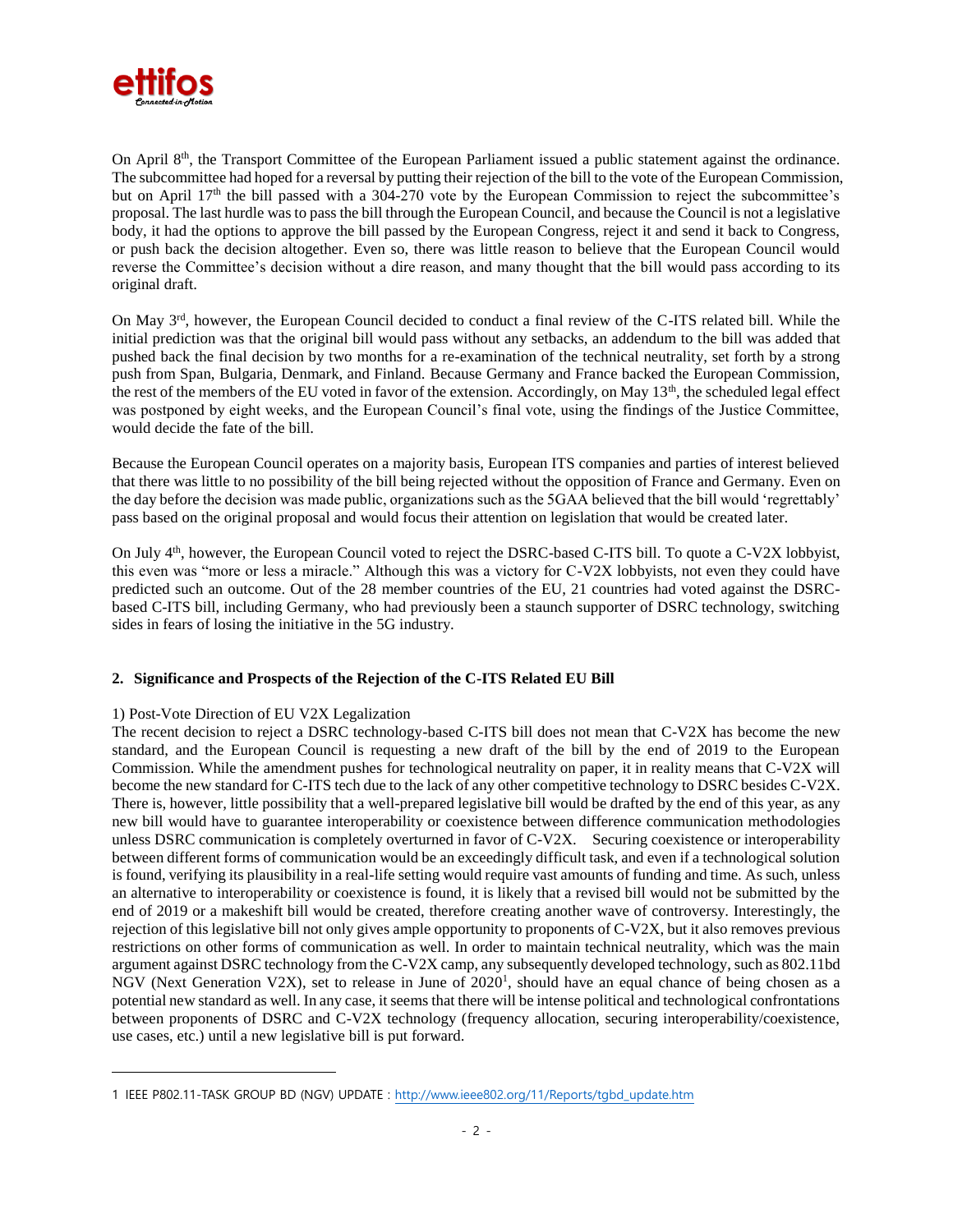On April 8th, the Transport Committee of the European Parliament issued a public statement against the ordinance. The subcommittee had hoped for a reversal by putting their rejection of the bill to the vote of the European Commission, but on April 17th the bill passed with a 304-270 vote by the European Commission to reject the subcommittee's proposal. The last hurdle was to pass the bill through the European Council, and because the Council is not a legislative body, it had the options to approve the bill passed by the European Congress, reject it and send it back to Congress, or push back the decision altogether. Even so, there was little reason to believe that the European Council would reverse the Committee's decision without a dire reason, and many thought that the bill would pass according to its original draft.

On May 3rd, however, the European Council decided to conduct a final review of the C-ITS related bill. While the initial prediction was that the original bill would pass without any setbacks, an addendum to the bill was added that pushed back the final decision by two months for a re-examination of the technical neutrality, set forth by a strong push from Span, Bulgaria, Denmark, and Finland. Because Germany and France backed the European Commission, the rest of the members of the EU voted in favor of the extension. Accordingly, on May 13th, the scheduled legal effect was postponed by eight weeks, and the European Council's final vote, using the findings of the Justice Committee, would decide the fate of the bill.

Because the European Council operates on a majority basis, European ITS companies and parties of interest believed that there was little to no possibility of the bill being rejected without the opposition of France and Germany. Even on the day before the decision was made public, organizations such as the 5GAA believed that the bill would 'regrettably' pass based on the original proposal and would focus their attention on legislation that would be created later.

On July 4th, however, the European Council voted to reject the DSRC-based C-ITS bill. To quote a C-V2X lobbyist, this even was "more or less a miracle." Although this was a victory for C-V2X lobbyists, not even they could have predicted such an outcome. Out of the 28 member countries of the EU, 21 countries had voted against the DSRC-based C-ITS bill, including Germany, who had previously been a staunch supporter of DSRC technology, switching sides in fears of losing the initiative in the 5G industry.

## 2. Significance and Prospects of the Rejection of the C-ITS Related EU Bill

### 1) Post-Vote Direction of EU V2X Legalization

The recent decision to reject a DSRC technology-based C-ITS bill does not mean that C-V2X has become the new standard, and the European Council is requesting a new draft of the bill by the end of 2019 to the European Commission. While the amendment pushes for technological neutrality on paper, it in reality means that C-V2X will become the new standard for C-ITS tech due to the lack of any other competitive technology to DSRC besides C-V2X. There is, however, little possibility that a well-prepared legislative bill would be drafted by the end of this year, as any new bill would have to guarantee interoperability or coexistence between difference communication methodologies unless DSRC communication is completely overturned in favor of C-V2X. Securing coexistence or interoperability between different forms of communication would be an exceedingly difficult task, and even if a technological solution is found, verifying its plausibility in a real-life setting would require vast amounts of funding and time. As such, unless an alternative to interoperability or coexistence is found, it is likely that a revised bill would not be submitted by the end of 2019 or a makeshift bill would be created, therefore creating another wave of controversy. Interestingly, the rejection of this legislative bill not only gives ample opportunity to proponents of C-V2X, but it also removes previous restrictions on other forms of communication as well. In order to maintain technical neutrality, which was the main argument against DSRC technology from the C-V2X camp, any subsequently developed technology, such as 802.11bd NGV (Next Generation V2X), set to release in June of 2020[1], should have an equal chance of being chosen as a potential new standard as well. In any case, it seems that there will be intense political and technological confrontations between proponents of DSRC and C-V2X technology (frequency allocation, securing interoperability/coexistence, use cases, etc.) until a new legislative bill is put forward.

---

1 IEEE P802.11-TASK GROUP BD (NGV) UPDATE : http://www.ieee802.org/11/Reports/tgbd_update.htm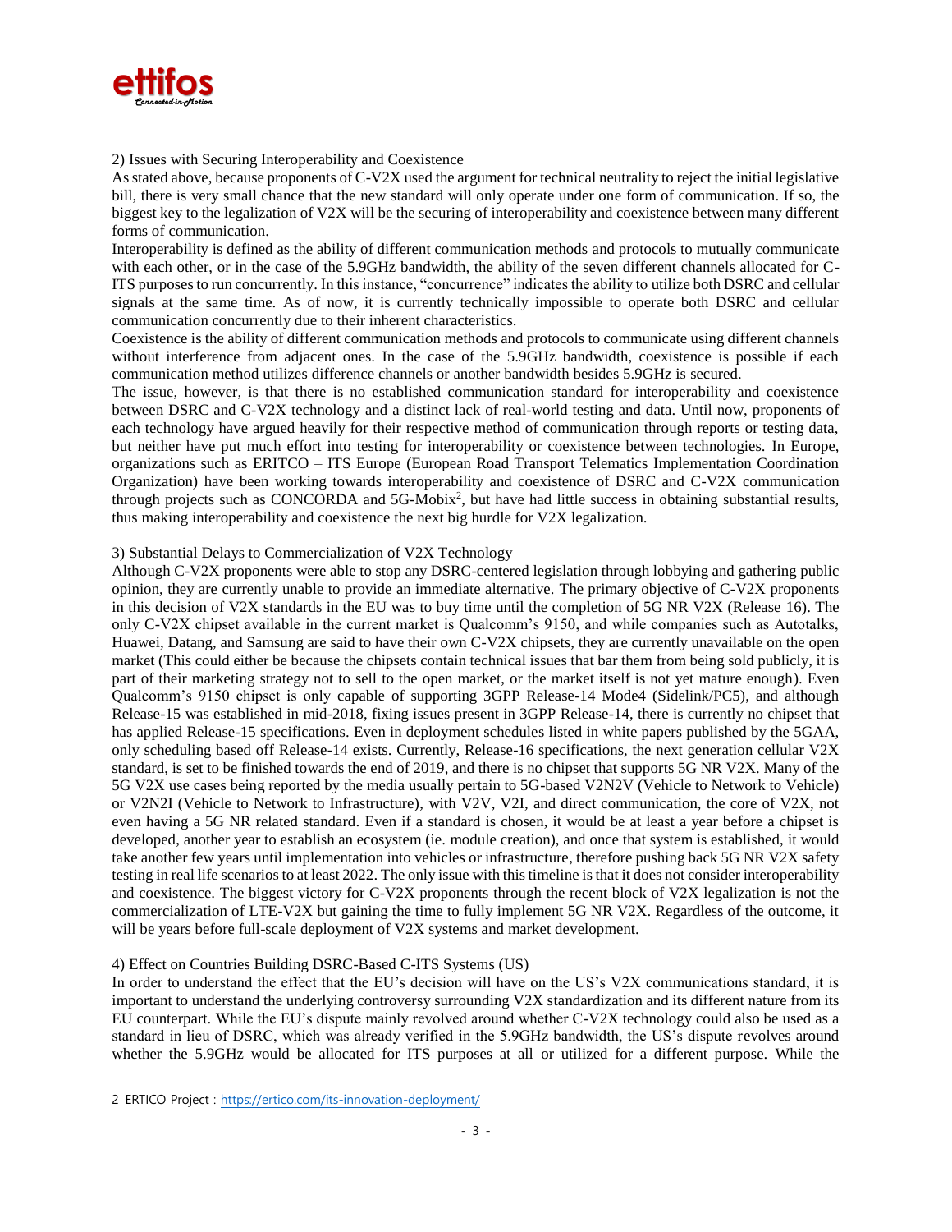### 2) Issues with Securing Interoperability and Coexistence

As stated above, because proponents of C-V2X used the argument for technical neutrality to reject the initial legislative bill, there is very small chance that the new standard will only operate under one form of communication. If so, the biggest key to the legalization of V2X will be the securing of interoperability and coexistence between many different forms of communication.

Interoperability is defined as the ability of different communication methods and protocols to mutually communicate with each other, or in the case of the 5.9GHz bandwidth, the ability of the seven different channels allocated for C-ITS purposes to run concurrently. In this instance, "concurrence" indicates the ability to utilize both DSRC and cellular signals at the same time. As of now, it is currently technically impossible to operate both DSRC and cellular communication concurrently due to their inherent characteristics.

Coexistence is the ability of different communication methods and protocols to communicate using different channels without interference from adjacent ones. In the case of the 5.9GHz bandwidth, coexistence is possible if each communication method utilizes difference channels or another bandwidth besides 5.9GHz is secured.

The issue, however, is that there is no established communication standard for interoperability and coexistence between DSRC and C-V2X technology and a distinct lack of real-world testing and data. Until now, proponents of each technology have argued heavily for their respective method of communication through reports or testing data, but neither have put much effort into testing for interoperability or coexistence between technologies. In Europe, organizations such as ERITCO – ITS Europe (European Road Transport Telematics Implementation Coordination Organization) have been working towards interoperability and coexistence of DSRC and C-V2X communication through projects such as CONCORDA and 5G-Mobix[2], but have had little success in obtaining substantial results, thus making interoperability and coexistence the next big hurdle for V2X legalization.

### 3) Substantial Delays to Commercialization of V2X Technology

Although C-V2X proponents were able to stop any DSRC-centered legislation through lobbying and gathering public opinion, they are currently unable to provide an immediate alternative. The primary objective of C-V2X proponents in this decision of V2X standards in the EU was to buy time until the completion of 5G NR V2X (Release 16). The only C-V2X chipset available in the current market is Qualcomm's 9150, and while companies such as Autotalks, Huawei, Datang, and Samsung are said to have their own C-V2X chipsets, they are currently unavailable on the open market (This could either be because the chipsets contain technical issues that bar them from being sold publicly, it is part of their marketing strategy not to sell to the open market, or the market itself is not yet mature enough). Even Qualcomm's 9150 chipset is only capable of supporting 3GPP Release-14 Mode4 (Sidelink/PC5), and although Release-15 was established in mid-2018, fixing issues present in 3GPP Release-14, there is currently no chipset that has applied Release-15 specifications. Even in deployment schedules listed in white papers published by the 5GAA, only scheduling based off Release-14 exists. Currently, Release-16 specifications, the next generation cellular V2X standard, is set to be finished towards the end of 2019, and there is no chipset that supports 5G NR V2X. Many of the 5G V2X use cases being reported by the media usually pertain to 5G-based V2N2V (Vehicle to Network to Vehicle) or V2N2I (Vehicle to Network to Infrastructure), with V2V, V2I, and direct communication, the core of V2X, not even having a 5G NR related standard. Even if a standard is chosen, it would be at least a year before a chipset is developed, another year to establish an ecosystem (ie. module creation), and once that system is established, it would take another few years until implementation into vehicles or infrastructure, therefore pushing back 5G NR V2X safety testing in real life scenarios to at least 2022. The only issue with this timeline is that it does not consider interoperability and coexistence. The biggest victory for C-V2X proponents through the recent block of V2X legalization is not the commercialization of LTE-V2X but gaining the time to fully implement 5G NR V2X. Regardless of the outcome, it will be years before full-scale deployment of V2X systems and market development.

### 4) Effect on Countries Building DSRC-Based C-ITS Systems (US)

In order to understand the effect that the EU's decision will have on the US's V2X communications standard, it is important to understand the underlying controversy surrounding V2X standardization and its different nature from its EU counterpart. While the EU's dispute mainly revolved around whether C-V2X technology could also be used as a standard in lieu of DSRC, which was already verified in the 5.9GHz bandwidth, the US's dispute revolves around whether the 5.9GHz would be allocated for ITS purposes at all or utilized for a different purpose. While the

---

[2] ERTICO Project : https://ertico.com/its-innovation-deployment/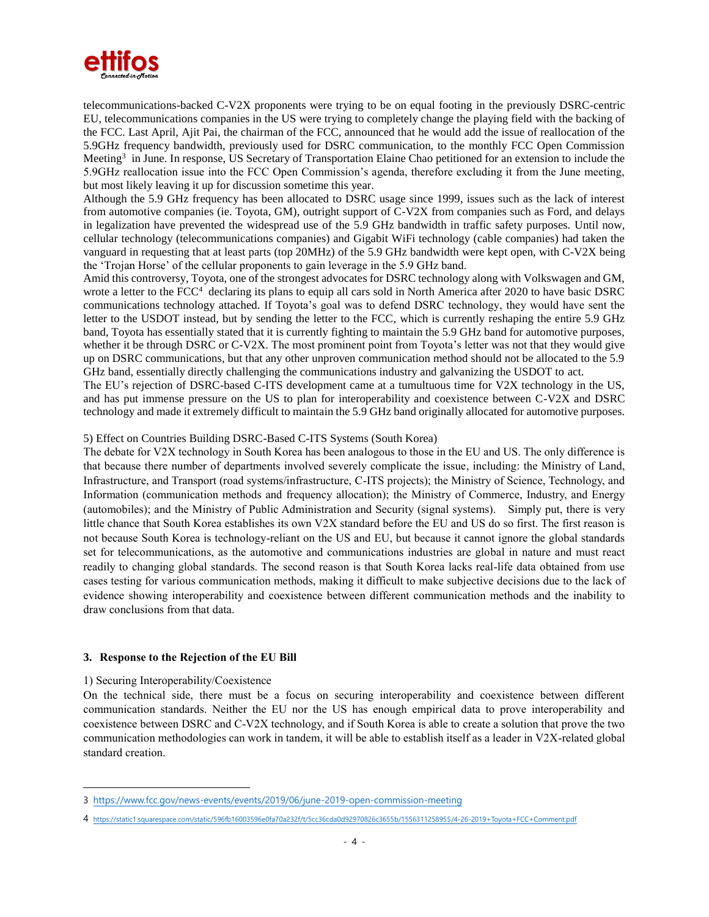telecommunications-backed C-V2X proponents were trying to be on equal footing in the previously DSRC-centric EU, telecommunications companies in the US were trying to completely change the playing field with the backing of the FCC. Last April, Ajit Pai, the chairman of the FCC, announced that he would add the issue of reallocation of the 5.9GHz frequency bandwidth, previously used for DSRC communication, to the monthly FCC Open Commission Meeting[3] in June. In response, US Secretary of Transportation Elaine Chao petitioned for an extension to include the 5.9GHz reallocation issue into the FCC Open Commission's agenda, therefore excluding it from the June meeting, but most likely leaving it up for discussion sometime this year.

Although the 5.9 GHz frequency has been allocated to DSRC usage since 1999, issues such as the lack of interest from automotive companies (ie. Toyota, GM), outright support of C-V2X from companies such as Ford, and delays in legalization have prevented the widespread use of the 5.9 GHz bandwidth in traffic safety purposes. Until now, cellular technology (telecommunications companies) and Gigabit WiFi technology (cable companies) had taken the vanguard in requesting that at least parts (top 20MHz) of the 5.9 GHz bandwidth were kept open, with C-V2X being the 'Trojan Horse' of the cellular proponents to gain leverage in the 5.9 GHz band.

Amid this controversy, Toyota, one of the strongest advocates for DSRC technology along with Volkswagen and GM, wrote a letter to the FCC[4] declaring its plans to equip all cars sold in North America after 2020 to have basic DSRC communications technology attached. If Toyota's goal was to defend DSRC technology, they would have sent the letter to the USDOT instead, but by sending the letter to the FCC, which is currently reshaping the entire 5.9 GHz band, Toyota has essentially stated that it is currently fighting to maintain the 5.9 GHz band for automotive purposes, whether it be through DSRC or C-V2X. The most prominent point from Toyota's letter was not that they would give up on DSRC communications, but that any other unproven communication method should not be allocated to the 5.9 GHz band, essentially directly challenging the communications industry and galvanizing the USDOT to act.

The EU's rejection of DSRC-based C-ITS development came at a tumultuous time for V2X technology in the US, and has put immense pressure on the US to plan for interoperability and coexistence between C-V2X and DSRC technology and made it extremely difficult to maintain the 5.9 GHz band originally allocated for automotive purposes.

5) Effect on Countries Building DSRC-Based C-ITS Systems (South Korea)

The debate for V2X technology in South Korea has been analogous to those in the EU and US. The only difference is that because there number of departments involved severely complicate the issue, including: the Ministry of Land, Infrastructure, and Transport (road systems/infrastructure, C-ITS projects); the Ministry of Science, Technology, and Information (communication methods and frequency allocation); the Ministry of Commerce, Industry, and Energy (automobiles); and the Ministry of Public Administration and Security (signal systems). Simply put, there is very little chance that South Korea establishes its own V2X standard before the EU and US do so first. The first reason is not because South Korea is technology-reliant on the US and EU, but because it cannot ignore the global standards set for telecommunications, as the automotive and communications industries are global in nature and must react readily to changing global standards. The second reason is that South Korea lacks real-life data obtained from use cases testing for various communication methods, making it difficult to make subjective decisions due to the lack of evidence showing interoperability and coexistence between different communication methods and the inability to draw conclusions from that data.

### 3. Response to the Rejection of the EU Bill

1) Securing Interoperability/Coexistence

On the technical side, there must be a focus on securing interoperability and coexistence between different communication standards. Neither the EU nor the US has enough empirical data to prove interoperability and coexistence between DSRC and C-V2X technology, and if South Korea is able to create a solution that prove the two communication methodologies can work in tandem, it will be able to establish itself as a leader in V2X-related global standard creation.

---

3 https://www.fcc.gov/news-events/events/2019/06/june-2019-open-commission-meeting

4 https://static1.squarespace.com/static/596fb16003596e0fa70a232f/t/5cc36cda0d92970826c3655b/1556311258955/4-26-2019+Toyota+FCC+Comment.pdf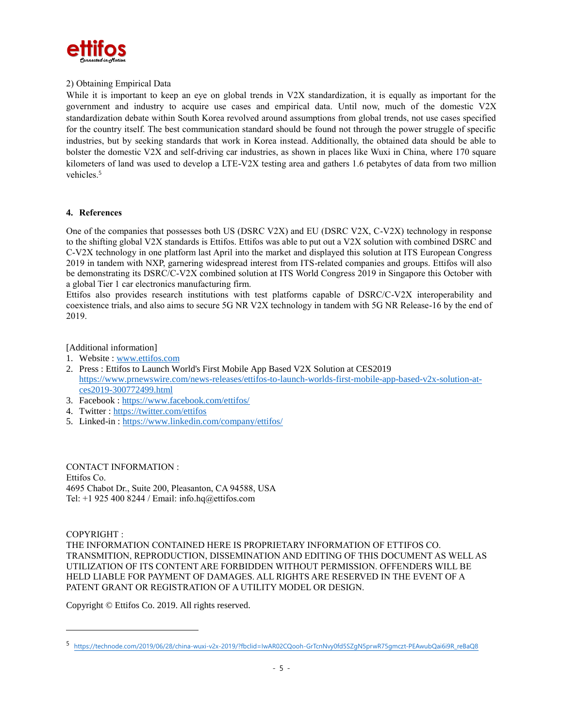2) Obtaining Empirical Data

While it is important to keep an eye on global trends in V2X standardization, it is equally as important for the government and industry to acquire use cases and empirical data. Until now, much of the domestic V2X standardization debate within South Korea revolved around assumptions from global trends, not use cases specified for the country itself. The best communication standard should be found not through the power struggle of specific industries, but by seeking standards that work in Korea instead. Additionally, the obtained data should be able to bolster the domestic V2X and self-driving car industries, as shown in places like Wuxi in China, where 170 square kilometers of land was used to develop a LTE-V2X testing area and gathers 1.6 petabytes of data from two million vehicles.[5]

## 4. References

One of the companies that possesses both US (DSRC V2X) and EU (DSRC V2X, C-V2X) technology in response to the shifting global V2X standards is Ettifos. Ettifos was able to put out a V2X solution with combined DSRC and C-V2X technology in one platform last April into the market and displayed this solution at ITS European Congress 2019 in tandem with NXP, garnering widespread interest from ITS-related companies and groups. Ettifos will also be demonstrating its DSRC/C-V2X combined solution at ITS World Congress 2019 in Singapore this October with a global Tier 1 car electronics manufacturing firm.

Ettifos also provides research institutions with test platforms capable of DSRC/C-V2X interoperability and coexistence trials, and also aims to secure 5G NR V2X technology in tandem with 5G NR Release-16 by the end of 2019.

[Additional information]

1. Website : www.ettifos.com
2. Press : Ettifos to Launch World's First Mobile App Based V2X Solution at CES2019 https://www.prnewswire.com/news-releases/ettifos-to-launch-worlds-first-mobile-app-based-v2x-solution-at-ces2019-300772499.html
3. Facebook : https://www.facebook.com/ettifos/
4. Twitter : https://twitter.com/ettifos
5. Linked-in : https://www.linkedin.com/company/ettifos/

CONTACT INFORMATION :
Ettifos Co.
4695 Chabot Dr., Suite 200, Pleasanton, CA 94588, USA
Tel: +1 925 400 8244 / Email: info.hq@ettifos.com

COPYRIGHT :
THE INFORMATION CONTAINED HERE IS PROPRIETARY INFORMATION OF ETTIFOS CO. TRANSMITION, REPRODUCTION, DISSEMINATION AND EDITING OF THIS DOCUMENT AS WELL AS UTILIZATION OF ITS CONTENT ARE FORBIDDEN WITHOUT PERMISSION. OFFENDERS WILL BE HELD LIABLE FOR PAYMENT OF DAMAGES. ALL RIGHTS ARE RESERVED IN THE EVENT OF A PATENT GRANT OR REGISTRATION OF A UTILITY MODEL OR DESIGN.

Copyright © Ettifos Co. 2019. All rights reserved.

---

[5] https://technode.com/2019/06/28/china-wuxi-v2x-2019/?fbclid=IwAR02CQooh-GrTcnNvy0fd5SZgN5prwR75gmczt-PEAwubQai6i9R_reBaQ8